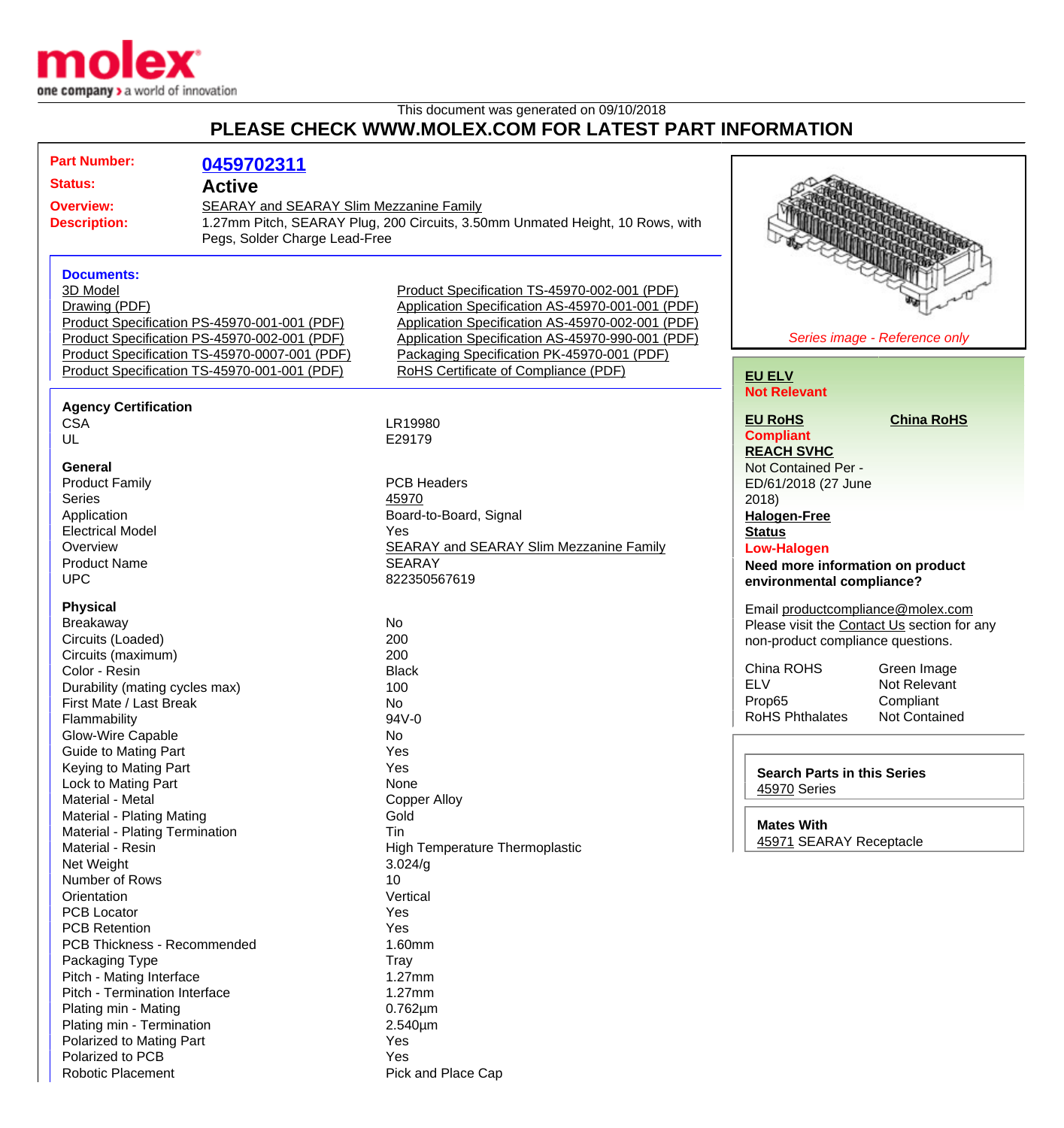molex
one company > a world of innovation

This document was generated on 09/10/2018

# PLEASE CHECK WWW.MOLEX.COM FOR LATEST PART INFORMATION

**Part Number:** 0459702311
**Status:** Active
**Overview:** SEARAY and SEARAY Slim Mezzanine Family
**Description:** 1.27mm Pitch, SEARAY Plug, 200 Circuits, 3.50mm Unmated Height, 10 Rows, with Pegs, Solder Charge Lead-Free

**Documents:**

| | |
|---|---|
| 3D Model | Product Specification TS-45970-002-001 (PDF) |
| Drawing (PDF) | Application Specification AS-45970-001-001 (PDF) |
| Product Specification PS-45970-001-001 (PDF) | Application Specification AS-45970-002-001 (PDF) |
| Product Specification PS-45970-002-001 (PDF) | Application Specification AS-45970-990-001 (PDF) |
| Product Specification TS-45970-0007-001 (PDF) | Packaging Specification PK-45970-001 (PDF) |
| Product Specification TS-45970-001-001 (PDF) | RoHS Certificate of Compliance (PDF) |

Series image - Reference only

**EU ELV**
Not Relevant

**EU RoHS** | **China RoHS**
Compliant

**REACH SVHC**
Not Contained Per - ED/61/2018 (27 June 2018)

**Halogen-Free Status**
Low-Halogen

**Need more information on product environmental compliance?**

Email productcompliance@molex.com
Please visit the Contact Us section for any non-product compliance questions.

| | |
|---|---|
| China ROHS | Green Image |
| ELV | Not Relevant |
| Prop65 | Compliant |
| RoHS Phthalates | Not Contained |

**Search Parts in this Series**
45970 Series

**Mates With**
45971 SEARAY Receptacle

### Agency Certification

| | |
|---|---|
| CSA | LR19980 |
| UL | E29179 |

### General

| | |
|---|---|
| Product Family | PCB Headers |
| Series | 45970 |
| Application | Board-to-Board, Signal |
| Electrical Model | Yes |
| Overview | SEARAY and SEARAY Slim Mezzanine Family |
| Product Name | SEARAY |
| UPC | 822350567619 |

### Physical

| | |
|---|---|
| Breakaway | No |
| Circuits (Loaded) | 200 |
| Circuits (maximum) | 200 |
| Color - Resin | Black |
| Durability (mating cycles max) | 100 |
| First Mate / Last Break | No |
| Flammability | 94V-0 |
| Glow-Wire Capable | No |
| Guide to Mating Part | Yes |
| Keying to Mating Part | Yes |
| Lock to Mating Part | None |
| Material - Metal | Copper Alloy |
| Material - Plating Mating | Gold |
| Material - Plating Termination | Tin |
| Material - Resin | High Temperature Thermoplastic |
| Net Weight | 3.024/g |
| Number of Rows | 10 |
| Orientation | Vertical |
| PCB Locator | Yes |
| PCB Retention | Yes |
| PCB Thickness - Recommended | 1.60mm |
| Packaging Type | Tray |
| Pitch - Mating Interface | 1.27mm |
| Pitch - Termination Interface | 1.27mm |
| Plating min - Mating | 0.762µm |
| Plating min - Termination | 2.540µm |
| Polarized to Mating Part | Yes |
| Polarized to PCB | Yes |
| Robotic Placement | Pick and Place Cap |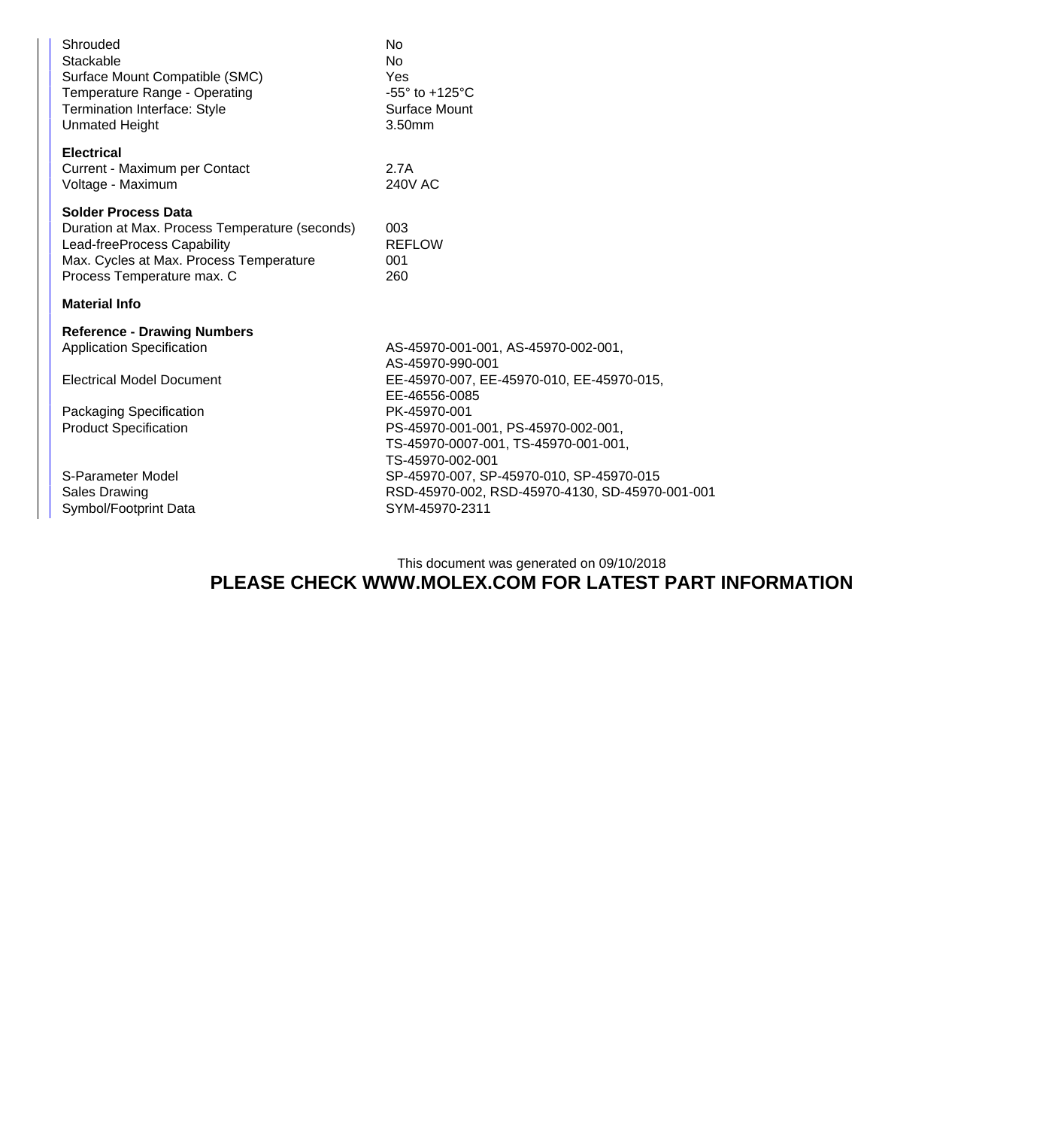| | |
|---|---|
| Shrouded | No |
| Stackable | No |
| Surface Mount Compatible (SMC) | Yes |
| Temperature Range - Operating | -55° to +125°C |
| Termination Interface: Style | Surface Mount |
| Unmated Height | 3.50mm |

**Electrical**

| | |
|---|---|
| Current - Maximum per Contact | 2.7A |
| Voltage - Maximum | 240V AC |

**Solder Process Data**

| | |
|---|---|
| Duration at Max. Process Temperature (seconds) | 003 |
| Lead-freeProcess Capability | REFLOW |
| Max. Cycles at Max. Process Temperature | 001 |
| Process Temperature max. C | 260 |

**Material Info**

**Reference - Drawing Numbers**

| | |
|---|---|
| Application Specification | AS-45970-001-001, AS-45970-002-001, AS-45970-990-001 |
| Electrical Model Document | EE-45970-007, EE-45970-010, EE-45970-015, EE-46556-0085 |
| Packaging Specification | PK-45970-001 |
| Product Specification | PS-45970-001-001, PS-45970-002-001, TS-45970-0007-001, TS-45970-001-001, TS-45970-002-001 |
| S-Parameter Model | SP-45970-007, SP-45970-010, SP-45970-015 |
| Sales Drawing | RSD-45970-002, RSD-45970-4130, SD-45970-001-001 |
| Symbol/Footprint Data | SYM-45970-2311 |

This document was generated on 09/10/2018

**PLEASE CHECK WWW.MOLEX.COM FOR LATEST PART INFORMATION**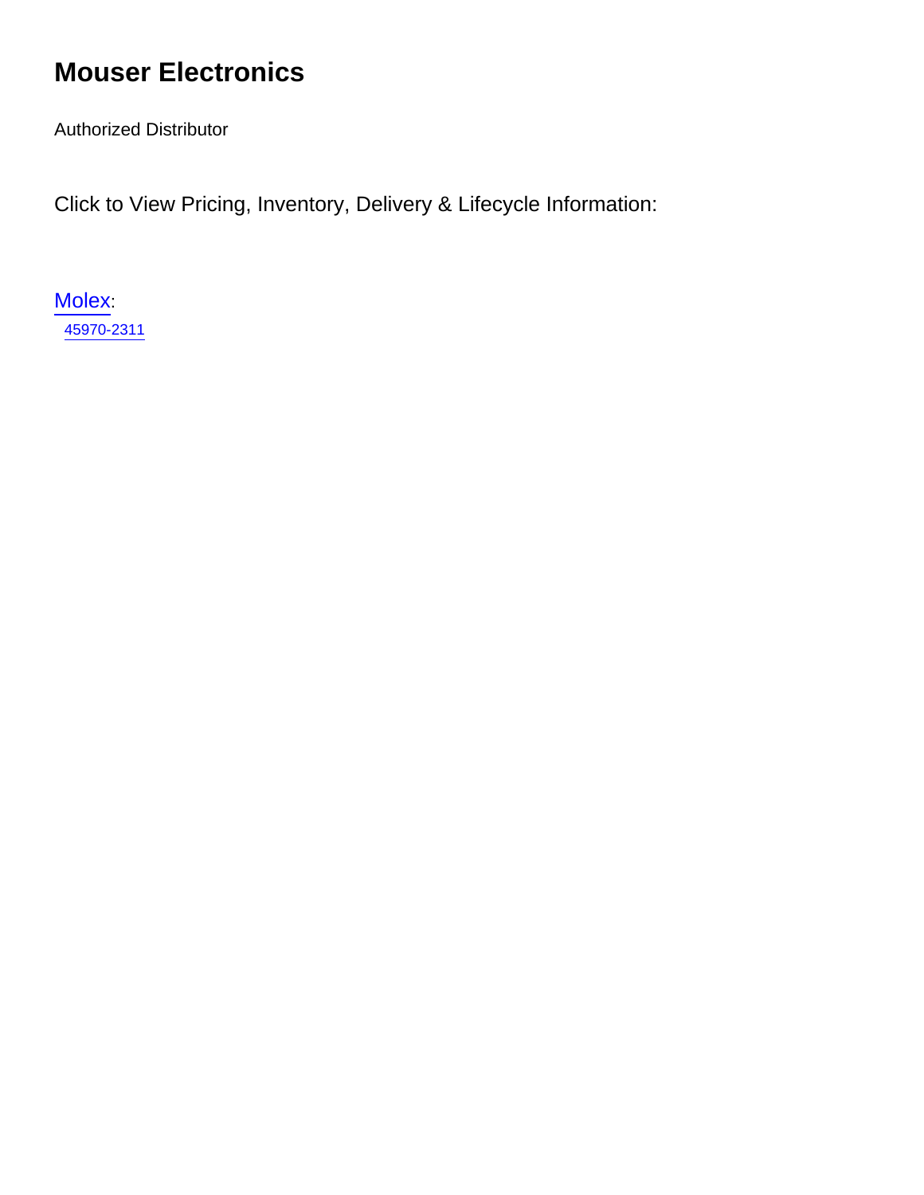# Mouser Electronics

Authorized Distributor

Click to View Pricing, Inventory, Delivery & Lifecycle Information:

Molex:

45970-2311